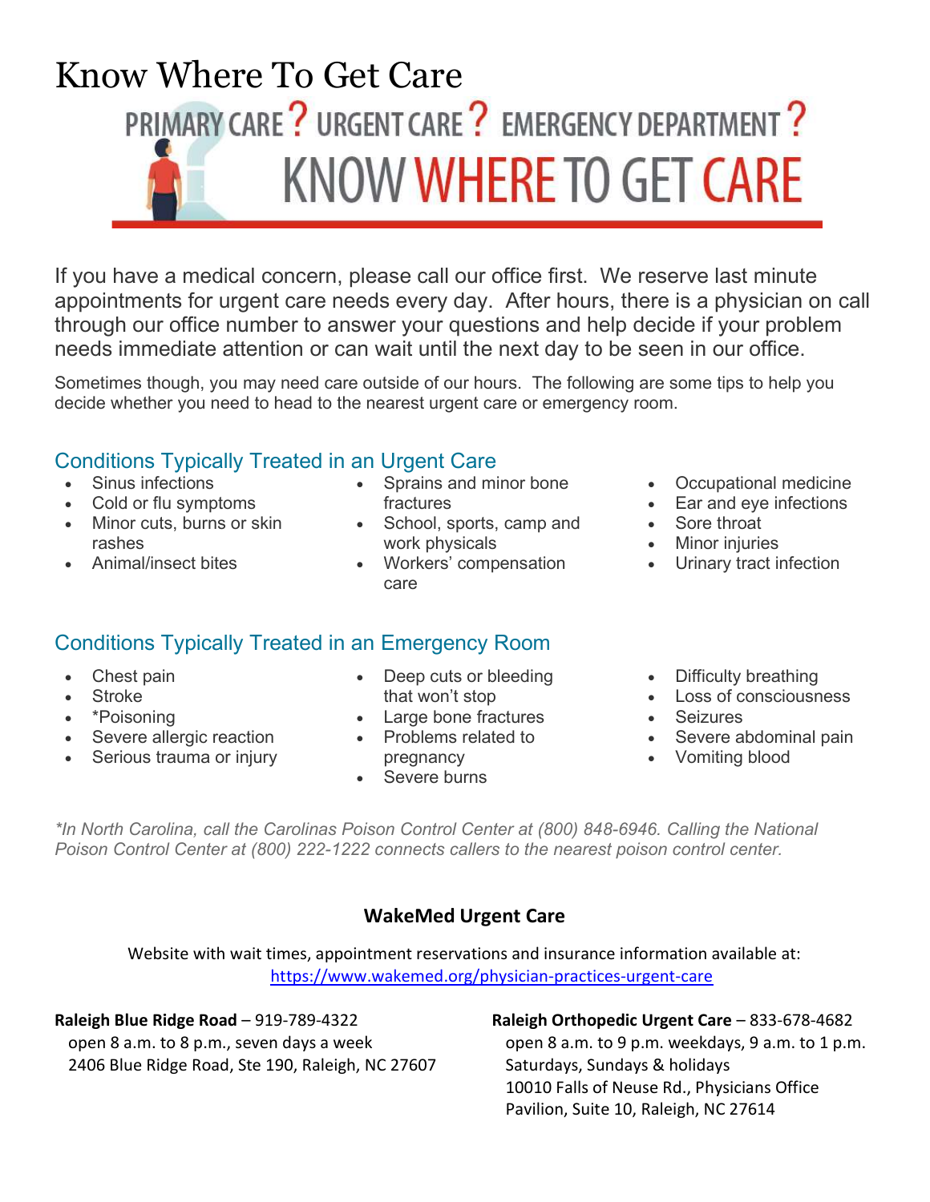# Know Where To Get Care

PRIMARY CARE? URGENT CARE? EMERGENCY DEPARTMENT?

KNOW WHERE TO GET CARE

If you have a medical concern, please call our office first. We reserve last minute appointments for urgent care needs every day. After hours, there is a physician on call through our office number to answer your questions and help decide if your problem needs immediate attention or can wait until the next day to be seen in our office.

Sometimes though, you may need care outside of our hours. The following are some tips to help you decide whether you need to head to the nearest urgent care or emergency room.

## Conditions Typically Treated in an Urgent Care

- Sinus infections
- Cold or flu symptoms
- Minor cuts, burns or skin rashes
- Animal/insect bites
- Sprains and minor bone fractures
- School, sports, camp and work physicals
- Workers' compensation care
- Occupational medicine
- Ear and eye infections
- Sore throat
- Minor injuries
- Urinary tract infection

## Conditions Typically Treated in an Emergency Room

- Chest pain
- Stroke
- *Poisoning
- Severe allergic reaction
- Serious trauma or injury
- Deep cuts or bleeding that won't stop
- Large bone fractures
- Problems related to pregnancy
- Severe burns
- Difficulty breathing
- Loss of consciousness
- Seizures
- Severe abdominal pain
- Vomiting blood

*\*In North Carolina, call the Carolinas Poison Control Center at (800) 848-6946. Calling the National Poison Control Center at (800) 222-1222 connects callers to the nearest poison control center.*

### WakeMed Urgent Care

Website with wait times, appointment reservations and insurance information available at: https://www.wakemed.org/physician-practices-urgent-care

**Raleigh Blue Ridge Road** – 919-789-4322
open 8 a.m. to 8 p.m., seven days a week
2406 Blue Ridge Road, Ste 190, Raleigh, NC 27607

**Raleigh Orthopedic Urgent Care** – 833-678-4682
open 8 a.m. to 9 p.m. weekdays, 9 a.m. to 1 p.m. Saturdays, Sundays & holidays
10010 Falls of Neuse Rd., Physicians Office Pavilion, Suite 10, Raleigh, NC 27614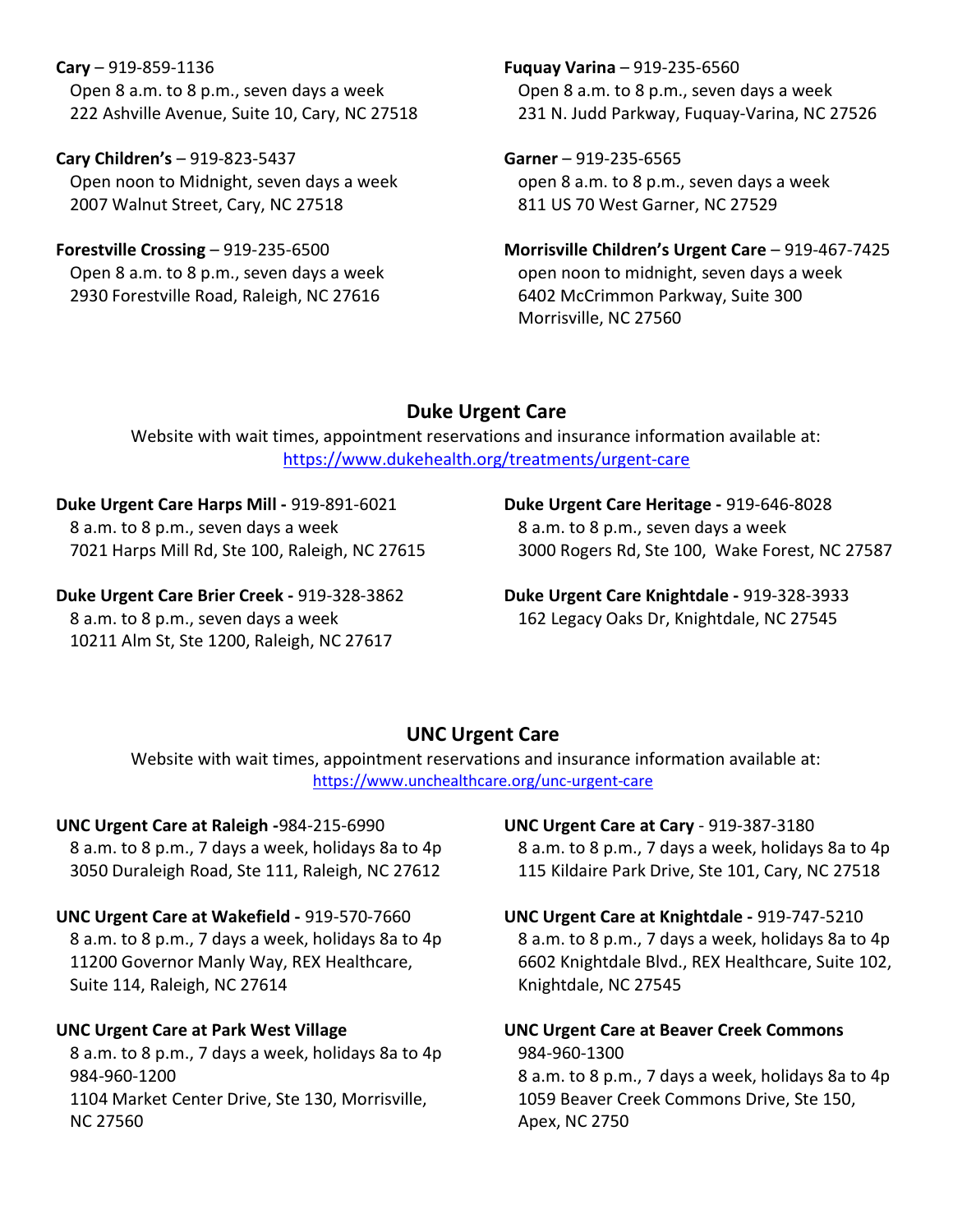**Cary** – 919-859-1136
Open 8 a.m. to 8 p.m., seven days a week
222 Ashville Avenue, Suite 10, Cary, NC 27518

**Cary Children's** – 919-823-5437
Open noon to Midnight, seven days a week
2007 Walnut Street, Cary, NC 27518

**Forestville Crossing** – 919-235-6500
Open 8 a.m. to 8 p.m., seven days a week
2930 Forestville Road, Raleigh, NC 27616

**Fuquay Varina** – 919-235-6560
Open 8 a.m. to 8 p.m., seven days a week
231 N. Judd Parkway, Fuquay-Varina, NC 27526

**Garner** – 919-235-6565
open 8 a.m. to 8 p.m., seven days a week
811 US 70 West Garner, NC 27529

**Morrisville Children's Urgent Care** – 919-467-7425
open noon to midnight, seven days a week
6402 McCrimmon Parkway, Suite 300
Morrisville, NC 27560

## Duke Urgent Care

Website with wait times, appointment reservations and insurance information available at:
https://www.dukehealth.org/treatments/urgent-care

**Duke Urgent Care Harps Mill -** 919-891-6021
8 a.m. to 8 p.m., seven days a week
7021 Harps Mill Rd, Ste 100, Raleigh, NC 27615

**Duke Urgent Care Brier Creek -** 919-328-3862
8 a.m. to 8 p.m., seven days a week
10211 Alm St, Ste 1200, Raleigh, NC 27617

**Duke Urgent Care Heritage -** 919-646-8028
8 a.m. to 8 p.m., seven days a week
3000 Rogers Rd, Ste 100, Wake Forest, NC 27587

**Duke Urgent Care Knightdale -** 919-328-3933
162 Legacy Oaks Dr, Knightdale, NC 27545

## UNC Urgent Care

Website with wait times, appointment reservations and insurance information available at:
https://www.unchealthcare.org/unc-urgent-care

**UNC Urgent Care at Raleigh -**984-215-6990
8 a.m. to 8 p.m., 7 days a week, holidays 8a to 4p
3050 Duraleigh Road, Ste 111, Raleigh, NC 27612

**UNC Urgent Care at Wakefield -** 919-570-7660
8 a.m. to 8 p.m., 7 days a week, holidays 8a to 4p
11200 Governor Manly Way, REX Healthcare,
Suite 114, Raleigh, NC 27614

**UNC Urgent Care at Park West Village**
8 a.m. to 8 p.m., 7 days a week, holidays 8a to 4p
984-960-1200
1104 Market Center Drive, Ste 130, Morrisville,
NC 27560

**UNC Urgent Care at Cary** - 919-387-3180
8 a.m. to 8 p.m., 7 days a week, holidays 8a to 4p
115 Kildaire Park Drive, Ste 101, Cary, NC 27518

**UNC Urgent Care at Knightdale -** 919-747-5210
8 a.m. to 8 p.m., 7 days a week, holidays 8a to 4p
6602 Knightdale Blvd., REX Healthcare, Suite 102,
Knightdale, NC 27545

**UNC Urgent Care at Beaver Creek Commons**
984-960-1300
8 a.m. to 8 p.m., 7 days a week, holidays 8a to 4p
1059 Beaver Creek Commons Drive, Ste 150,
Apex, NC 2750